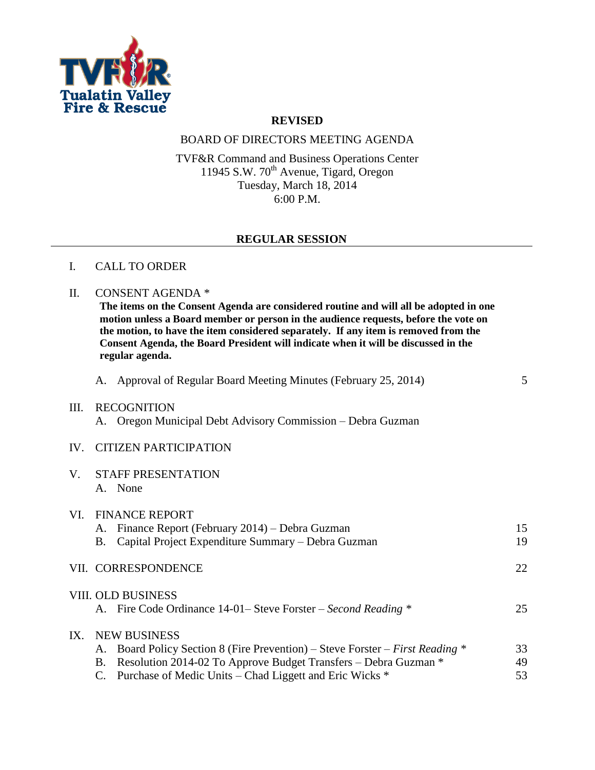Tualatin Valley Fire & Rescue

**REVISED**

BOARD OF DIRECTORS MEETING AGENDA

TVF&R Command and Business Operations Center
11945 S.W. 70th Avenue, Tigard, Oregon
Tuesday, March 18, 2014
6:00 P.M.

## REGULAR SESSION

I. CALL TO ORDER

II. CONSENT AGENDA *

**The items on the Consent Agenda are considered routine and will all be adopted in one motion unless a Board member or person in the audience requests, before the vote on the motion, to have the item considered separately. If any item is removed from the Consent Agenda, the Board President will indicate when it will be discussed in the regular agenda.**

A. Approval of Regular Board Meeting Minutes (February 25, 2014) 5

III. RECOGNITION

A. Oregon Municipal Debt Advisory Commission – Debra Guzman

IV. CITIZEN PARTICIPATION

V. STAFF PRESENTATION

A. None

VI. FINANCE REPORT

A. Finance Report (February 2014) – Debra Guzman 15
B. Capital Project Expenditure Summary – Debra Guzman 19

VII. CORRESPONDENCE 22

VIII. OLD BUSINESS

A. Fire Code Ordinance 14-01– Steve Forster – *Second Reading* * 25

IX. NEW BUSINESS

A. Board Policy Section 8 (Fire Prevention) – Steve Forster – *First Reading* * 33
B. Resolution 2014-02 To Approve Budget Transfers – Debra Guzman * 49
C. Purchase of Medic Units – Chad Liggett and Eric Wicks * 53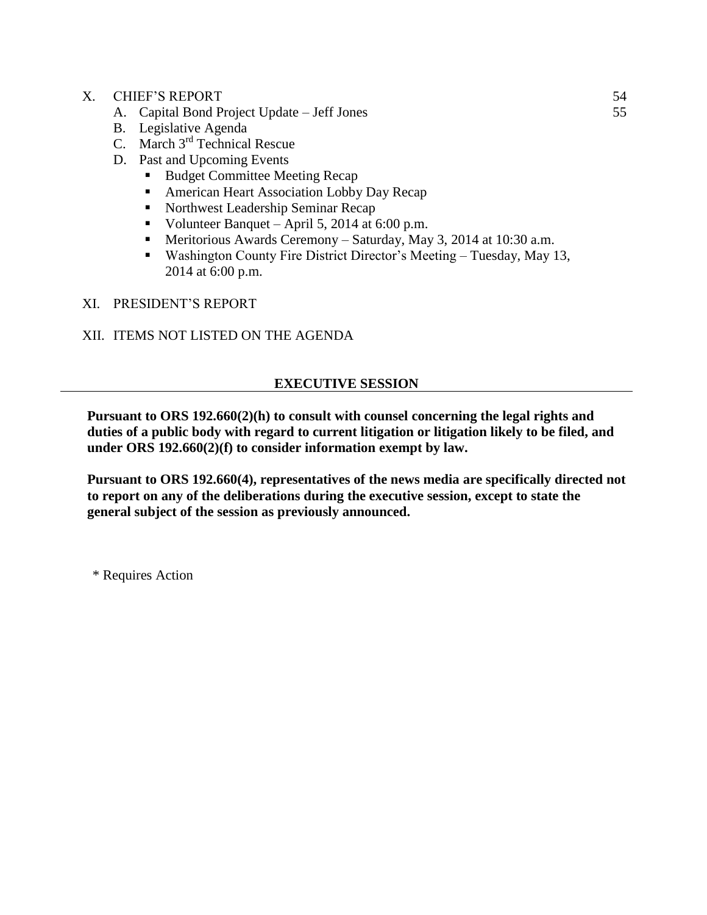X. CHIEF'S REPORT 54

A. Capital Bond Project Update – Jeff Jones 55

B. Legislative Agenda

C. March 3rd Technical Rescue

D. Past and Upcoming Events

- Budget Committee Meeting Recap
- American Heart Association Lobby Day Recap
- Northwest Leadership Seminar Recap
- Volunteer Banquet – April 5, 2014 at 6:00 p.m.
- Meritorious Awards Ceremony – Saturday, May 3, 2014 at 10:30 a.m.
- Washington County Fire District Director's Meeting – Tuesday, May 13, 2014 at 6:00 p.m.

XI. PRESIDENT'S REPORT

XII. ITEMS NOT LISTED ON THE AGENDA

## EXECUTIVE SESSION

**Pursuant to ORS 192.660(2)(h) to consult with counsel concerning the legal rights and duties of a public body with regard to current litigation or litigation likely to be filed, and under ORS 192.660(2)(f) to consider information exempt by law.**

**Pursuant to ORS 192.660(4), representatives of the news media are specifically directed not to report on any of the deliberations during the executive session, except to state the general subject of the session as previously announced.**

\* Requires Action